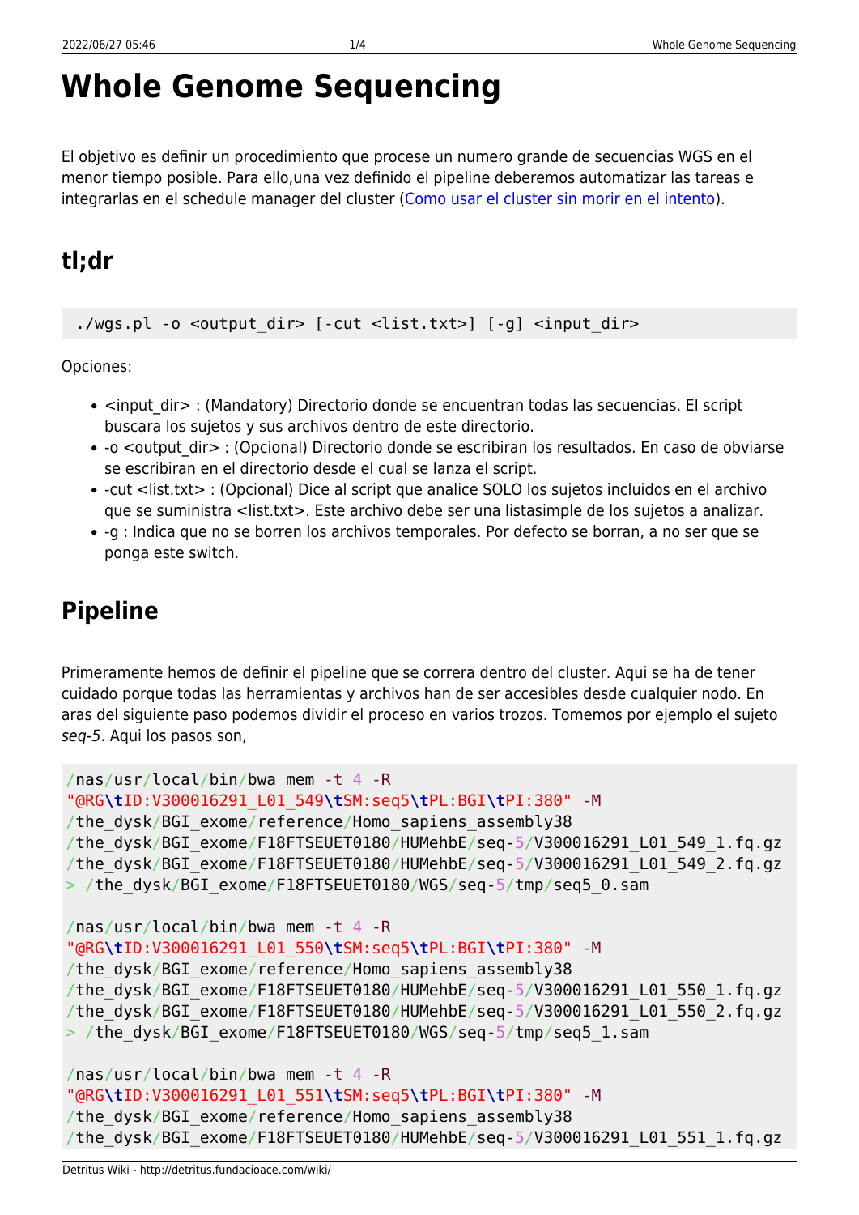# Whole Genome Sequencing

El objetivo es definir un procedimiento que procese un numero grande de secuencias WGS en el menor tiempo posible. Para ello,una vez definido el pipeline deberemos automatizar las tareas e integrarlas en el schedule manager del cluster (Como usar el cluster sin morir en el intento).

## tl;dr

```
./wgs.pl -o <output_dir> [-cut <list.txt>] [-g] <input_dir>
```

Opciones:

- <input_dir> : (Mandatory) Directorio donde se encuentran todas las secuencias. El script buscara los sujetos y sus archivos dentro de este directorio.
- -o <output_dir> : (Opcional) Directorio donde se escribiran los resultados. En caso de obviarse se escribiran en el directorio desde el cual se lanza el script.
- -cut <list.txt> : (Opcional) Dice al script que analice SOLO los sujetos incluidos en el archivo que se suministra <list.txt>. Este archivo debe ser una listasimple de los sujetos a analizar.
- -g : Indica que no se borren los archivos temporales. Por defecto se borran, a no ser que se ponga este switch.

## Pipeline

Primeramente hemos de definir el pipeline que se correra dentro del cluster. Aqui se ha de tener cuidado porque todas las herramientas y archivos han de ser accesibles desde cualquier nodo. En aras del siguiente paso podemos dividir el proceso en varios trozos. Tomemos por ejemplo el sujeto *seq-5*. Aqui los pasos son,

```
/nas/usr/local/bin/bwa mem -t 4 -R
"@RG\tID:V300016291_L01_549\tSM:seq5\tPL:BGI\tPI:380" -M
/the_dysk/BGI_exome/reference/Homo_sapiens_assembly38
/the_dysk/BGI_exome/F18FTSEUET0180/HUMehbE/seq-5/V300016291_L01_549_1.fq.gz
/the_dysk/BGI_exome/F18FTSEUET0180/HUMehbE/seq-5/V300016291_L01_549_2.fq.gz
> /the_dysk/BGI_exome/F18FTSEUET0180/WGS/seq-5/tmp/seq5_0.sam

/nas/usr/local/bin/bwa mem -t 4 -R
"@RG\tID:V300016291_L01_550\tSM:seq5\tPL:BGI\tPI:380" -M
/the_dysk/BGI_exome/reference/Homo_sapiens_assembly38
/the_dysk/BGI_exome/F18FTSEUET0180/HUMehbE/seq-5/V300016291_L01_550_1.fq.gz
/the_dysk/BGI_exome/F18FTSEUET0180/HUMehbE/seq-5/V300016291_L01_550_2.fq.gz
> /the_dysk/BGI_exome/F18FTSEUET0180/WGS/seq-5/tmp/seq5_1.sam

/nas/usr/local/bin/bwa mem -t 4 -R
"@RG\tID:V300016291_L01_551\tSM:seq5\tPL:BGI\tPI:380" -M
/the_dysk/BGI_exome/reference/Homo_sapiens_assembly38
/the_dysk/BGI_exome/F18FTSEUET0180/HUMehbE/seq-5/V300016291_L01_551_1.fq.gz
```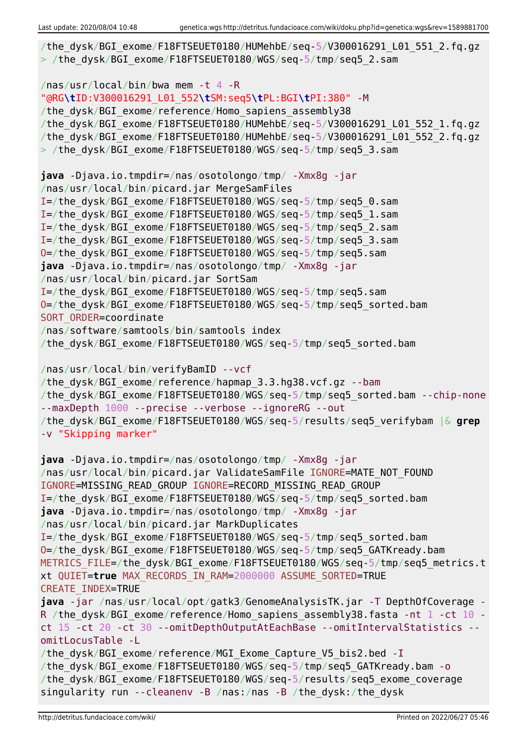```
/the_dysk/BGI_exome/F18FTSEUET0180/HUMehbE/seq-5/V300016291_L01_551_2.fq.gz
> /the_dysk/BGI_exome/F18FTSEUET0180/WGS/seq-5/tmp/seq5_2.sam

/nas/usr/local/bin/bwa mem -t 4 -R
"@RG\tID:V300016291_L01_552\tSM:seq5\tPL:BGI\tPI:380" -M
/the_dysk/BGI_exome/reference/Homo_sapiens_assembly38
/the_dysk/BGI_exome/F18FTSEUET0180/HUMehbE/seq-5/V300016291_L01_552_1.fq.gz
/the_dysk/BGI_exome/F18FTSEUET0180/HUMehbE/seq-5/V300016291_L01_552_2.fq.gz
> /the_dysk/BGI_exome/F18FTSEUET0180/WGS/seq-5/tmp/seq5_3.sam

java -Djava.io.tmpdir=/nas/osotolongo/tmp/ -Xmx8g -jar
/nas/usr/local/bin/picard.jar MergeSamFiles
I=/the_dysk/BGI_exome/F18FTSEUET0180/WGS/seq-5/tmp/seq5_0.sam
I=/the_dysk/BGI_exome/F18FTSEUET0180/WGS/seq-5/tmp/seq5_1.sam
I=/the_dysk/BGI_exome/F18FTSEUET0180/WGS/seq-5/tmp/seq5_2.sam
I=/the_dysk/BGI_exome/F18FTSEUET0180/WGS/seq-5/tmp/seq5_3.sam
O=/the_dysk/BGI_exome/F18FTSEUET0180/WGS/seq-5/tmp/seq5.sam
java -Djava.io.tmpdir=/nas/osotolongo/tmp/ -Xmx8g -jar
/nas/usr/local/bin/picard.jar SortSam
I=/the_dysk/BGI_exome/F18FTSEUET0180/WGS/seq-5/tmp/seq5.sam
O=/the_dysk/BGI_exome/F18FTSEUET0180/WGS/seq-5/tmp/seq5_sorted.bam
SORT_ORDER=coordinate
/nas/software/samtools/bin/samtools index
/the_dysk/BGI_exome/F18FTSEUET0180/WGS/seq-5/tmp/seq5_sorted.bam

/nas/usr/local/bin/verifyBamID --vcf
/the_dysk/BGI_exome/reference/hapmap_3.3.hg38.vcf.gz --bam
/the_dysk/BGI_exome/F18FTSEUET0180/WGS/seq-5/tmp/seq5_sorted.bam --chip-none
--maxDepth 1000 --precise --verbose --ignoreRG --out
/the_dysk/BGI_exome/F18FTSEUET0180/WGS/seq-5/results/seq5_verifybam |& grep
-v "Skipping marker"

java -Djava.io.tmpdir=/nas/osotolongo/tmp/ -Xmx8g -jar
/nas/usr/local/bin/picard.jar ValidateSamFile IGNORE=MATE_NOT_FOUND
IGNORE=MISSING_READ_GROUP IGNORE=RECORD_MISSING_READ_GROUP
I=/the_dysk/BGI_exome/F18FTSEUET0180/WGS/seq-5/tmp/seq5_sorted.bam
java -Djava.io.tmpdir=/nas/osotolongo/tmp/ -Xmx8g -jar
/nas/usr/local/bin/picard.jar MarkDuplicates
I=/the_dysk/BGI_exome/F18FTSEUET0180/WGS/seq-5/tmp/seq5_sorted.bam
O=/the_dysk/BGI_exome/F18FTSEUET0180/WGS/seq-5/tmp/seq5_GATKready.bam
METRICS_FILE=/the_dysk/BGI_exome/F18FTSEUET0180/WGS/seq-5/tmp/seq5_metrics.txt QUIET=true MAX_RECORDS_IN_RAM=2000000 ASSUME_SORTED=TRUE
CREATE_INDEX=TRUE
java -jar /nas/usr/local/opt/gatk3/GenomeAnalysisTK.jar -T DepthOfCoverage -R /the_dysk/BGI_exome/reference/Homo_sapiens_assembly38.fasta -nt 1 -ct 10 -ct 15 -ct 20 -ct 30 --omitDepthOutputAtEachBase --omitIntervalStatistics --omitLocusTable -L
/the_dysk/BGI_exome/reference/MGI_Exome_Capture_V5_bis2.bed -I
/the_dysk/BGI_exome/F18FTSEUET0180/WGS/seq-5/tmp/seq5_GATKready.bam -o
/the_dysk/BGI_exome/F18FTSEUET0180/WGS/seq-5/results/seq5_exome_coverage
singularity run --cleanenv -B /nas:/nas -B /the_dysk:/the_dysk
```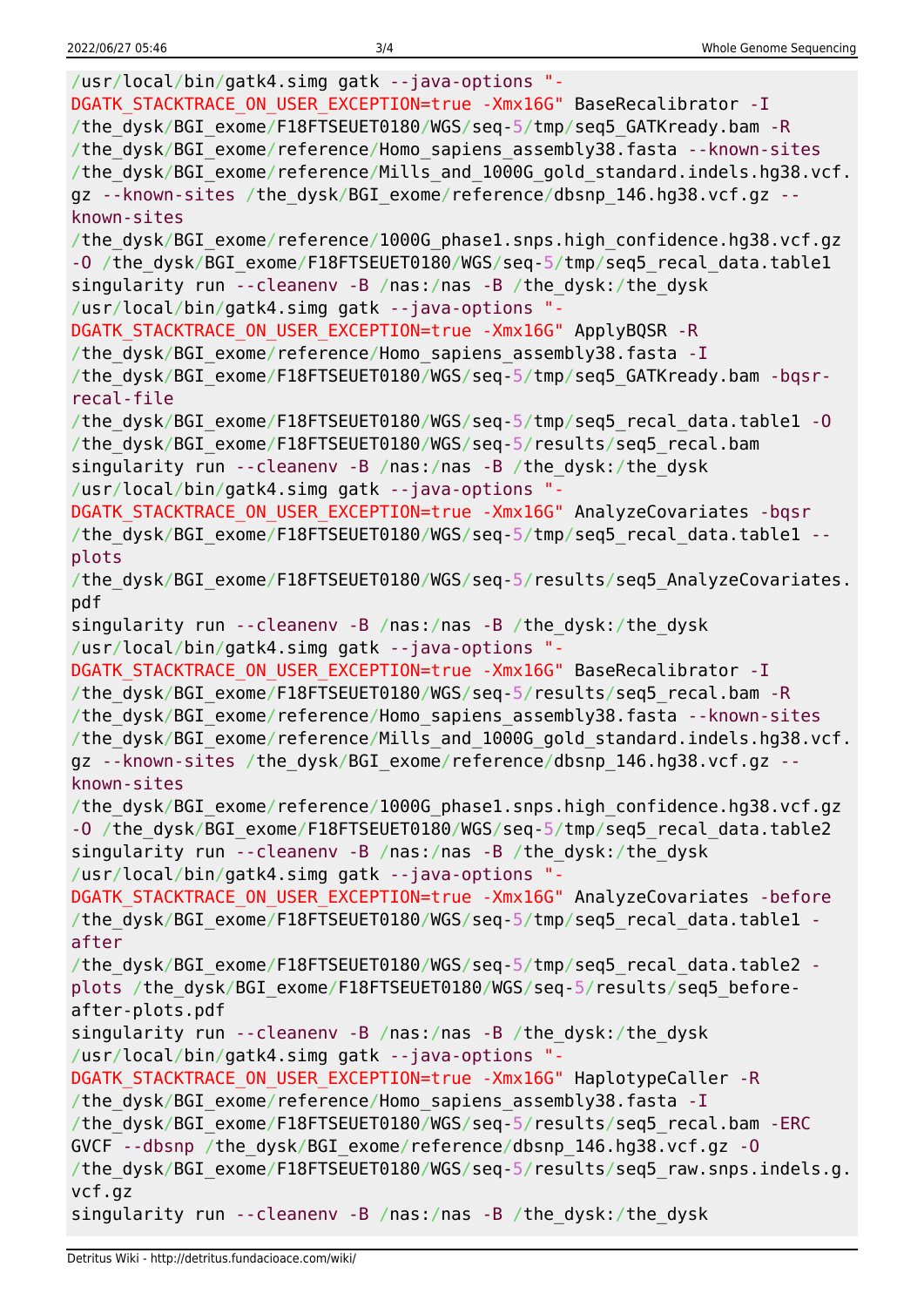```
/usr/local/bin/gatk4.simg gatk --java-options "-
DGATK_STACKTRACE_ON_USER_EXCEPTION=true -Xmx16G" BaseRecalibrator -I
/the_dysk/BGI_exome/F18FTSEUET0180/WGS/seq-5/tmp/seq5_GATKready.bam -R
/the_dysk/BGI_exome/reference/Homo_sapiens_assembly38.fasta --known-sites
/the_dysk/BGI_exome/reference/Mills_and_1000G_gold_standard.indels.hg38.vcf.
gz --known-sites /the_dysk/BGI_exome/reference/dbsnp_146.hg38.vcf.gz --
known-sites
/the_dysk/BGI_exome/reference/1000G_phase1.snps.high_confidence.hg38.vcf.gz
-O /the_dysk/BGI_exome/F18FTSEUET0180/WGS/seq-5/tmp/seq5_recal_data.table1
singularity run --cleanenv -B /nas:/nas -B /the_dysk:/the_dysk
/usr/local/bin/gatk4.simg gatk --java-options "-
DGATK_STACKTRACE_ON_USER_EXCEPTION=true -Xmx16G" ApplyBQSR -R
/the_dysk/BGI_exome/reference/Homo_sapiens_assembly38.fasta -I
/the_dysk/BGI_exome/F18FTSEUET0180/WGS/seq-5/tmp/seq5_GATKready.bam -bqsr-
recal-file
/the_dysk/BGI_exome/F18FTSEUET0180/WGS/seq-5/tmp/seq5_recal_data.table1 -O
/the_dysk/BGI_exome/F18FTSEUET0180/WGS/seq-5/results/seq5_recal.bam
singularity run --cleanenv -B /nas:/nas -B /the_dysk:/the_dysk
/usr/local/bin/gatk4.simg gatk --java-options "-
DGATK_STACKTRACE_ON_USER_EXCEPTION=true -Xmx16G" AnalyzeCovariates -bqsr
/the_dysk/BGI_exome/F18FTSEUET0180/WGS/seq-5/tmp/seq5_recal_data.table1 --
plots
/the_dysk/BGI_exome/F18FTSEUET0180/WGS/seq-5/results/seq5_AnalyzeCovariates.
pdf
singularity run --cleanenv -B /nas:/nas -B /the_dysk:/the_dysk
/usr/local/bin/gatk4.simg gatk --java-options "-
DGATK_STACKTRACE_ON_USER_EXCEPTION=true -Xmx16G" BaseRecalibrator -I
/the_dysk/BGI_exome/F18FTSEUET0180/WGS/seq-5/results/seq5_recal.bam -R
/the_dysk/BGI_exome/reference/Homo_sapiens_assembly38.fasta --known-sites
/the_dysk/BGI_exome/reference/Mills_and_1000G_gold_standard.indels.hg38.vcf.
gz --known-sites /the_dysk/BGI_exome/reference/dbsnp_146.hg38.vcf.gz --
known-sites
/the_dysk/BGI_exome/reference/1000G_phase1.snps.high_confidence.hg38.vcf.gz
-O /the_dysk/BGI_exome/F18FTSEUET0180/WGS/seq-5/tmp/seq5_recal_data.table2
singularity run --cleanenv -B /nas:/nas -B /the_dysk:/the_dysk
/usr/local/bin/gatk4.simg gatk --java-options "-
DGATK_STACKTRACE_ON_USER_EXCEPTION=true -Xmx16G" AnalyzeCovariates -before
/the_dysk/BGI_exome/F18FTSEUET0180/WGS/seq-5/tmp/seq5_recal_data.table1 -
after
/the_dysk/BGI_exome/F18FTSEUET0180/WGS/seq-5/tmp/seq5_recal_data.table2 -
plots /the_dysk/BGI_exome/F18FTSEUET0180/WGS/seq-5/results/seq5_before-
after-plots.pdf
singularity run --cleanenv -B /nas:/nas -B /the_dysk:/the_dysk
/usr/local/bin/gatk4.simg gatk --java-options "-
DGATK_STACKTRACE_ON_USER_EXCEPTION=true -Xmx16G" HaplotypeCaller -R
/the_dysk/BGI_exome/reference/Homo_sapiens_assembly38.fasta -I
/the_dysk/BGI_exome/F18FTSEUET0180/WGS/seq-5/results/seq5_recal.bam -ERC
GVCF --dbsnp /the_dysk/BGI_exome/reference/dbsnp_146.hg38.vcf.gz -O
/the_dysk/BGI_exome/F18FTSEUET0180/WGS/seq-5/results/seq5_raw.snps.indels.g.
vcf.gz
singularity run --cleanenv -B /nas:/nas -B /the_dysk:/the_dysk
```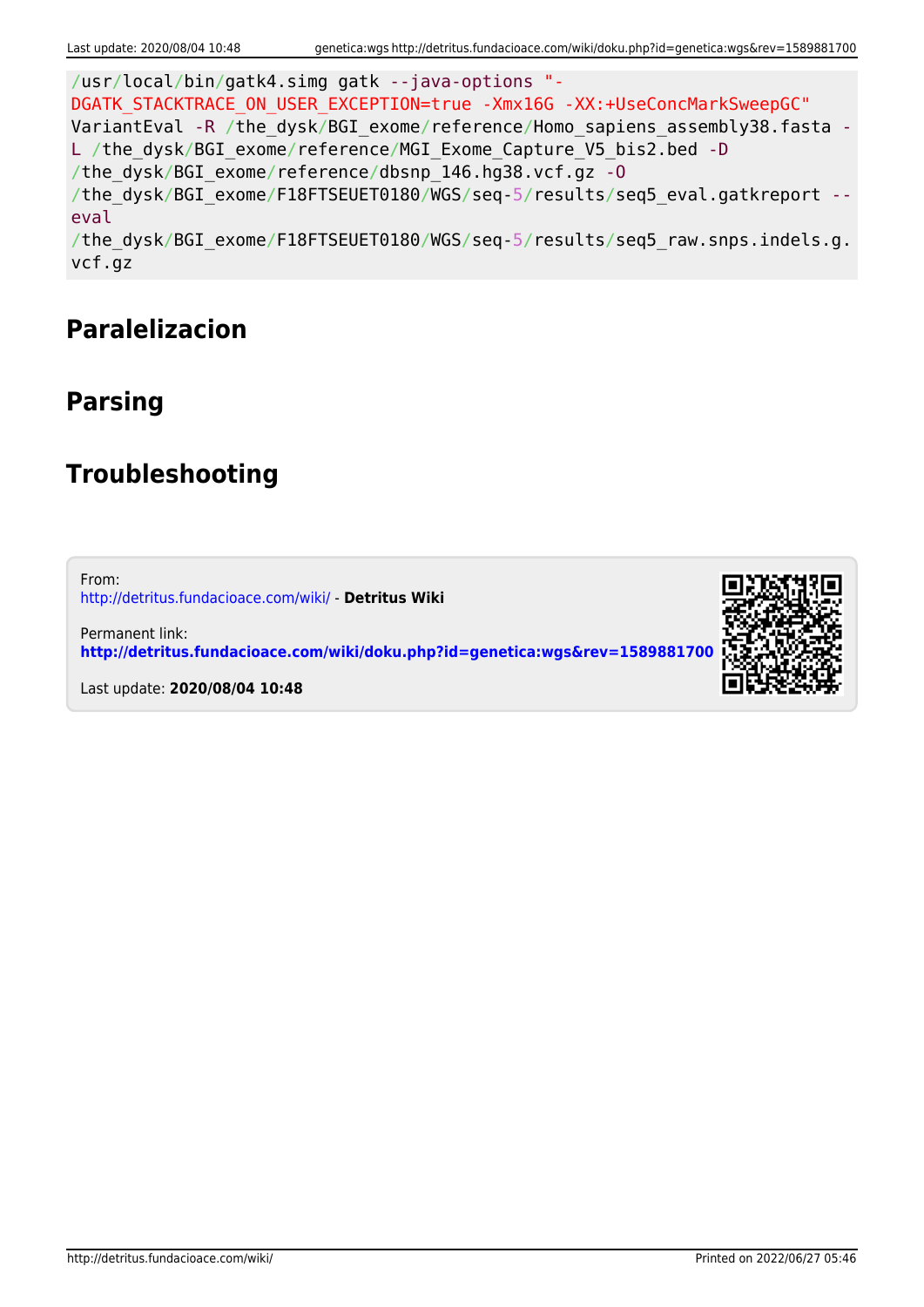```
/usr/local/bin/gatk4.simg gatk --java-options "-DGATK_STACKTRACE_ON_USER_EXCEPTION=true -Xmx16G -XX:+UseConcMarkSweepGC" VariantEval -R /the_dysk/BGI_exome/reference/Homo_sapiens_assembly38.fasta -L /the_dysk/BGI_exome/reference/MGI_Exome_Capture_V5_bis2.bed -D /the_dysk/BGI_exome/reference/dbsnp_146.hg38.vcf.gz -O /the_dysk/BGI_exome/F18FTSEUET0180/WGS/seq-5/results/seq5_eval.gatkreport --eval /the_dysk/BGI_exome/F18FTSEUET0180/WGS/seq-5/results/seq5_raw.snps.indels.g.vcf.gz
```

## Paralelizacion

## Parsing

## Troubleshooting

From:
http://detritus.fundacioace.com/wiki/ - **Detritus Wiki**

Permanent link:
**http://detritus.fundacioace.com/wiki/doku.php?id=genetica:wgs&rev=1589881700**

Last update: **2020/08/04 10:48**